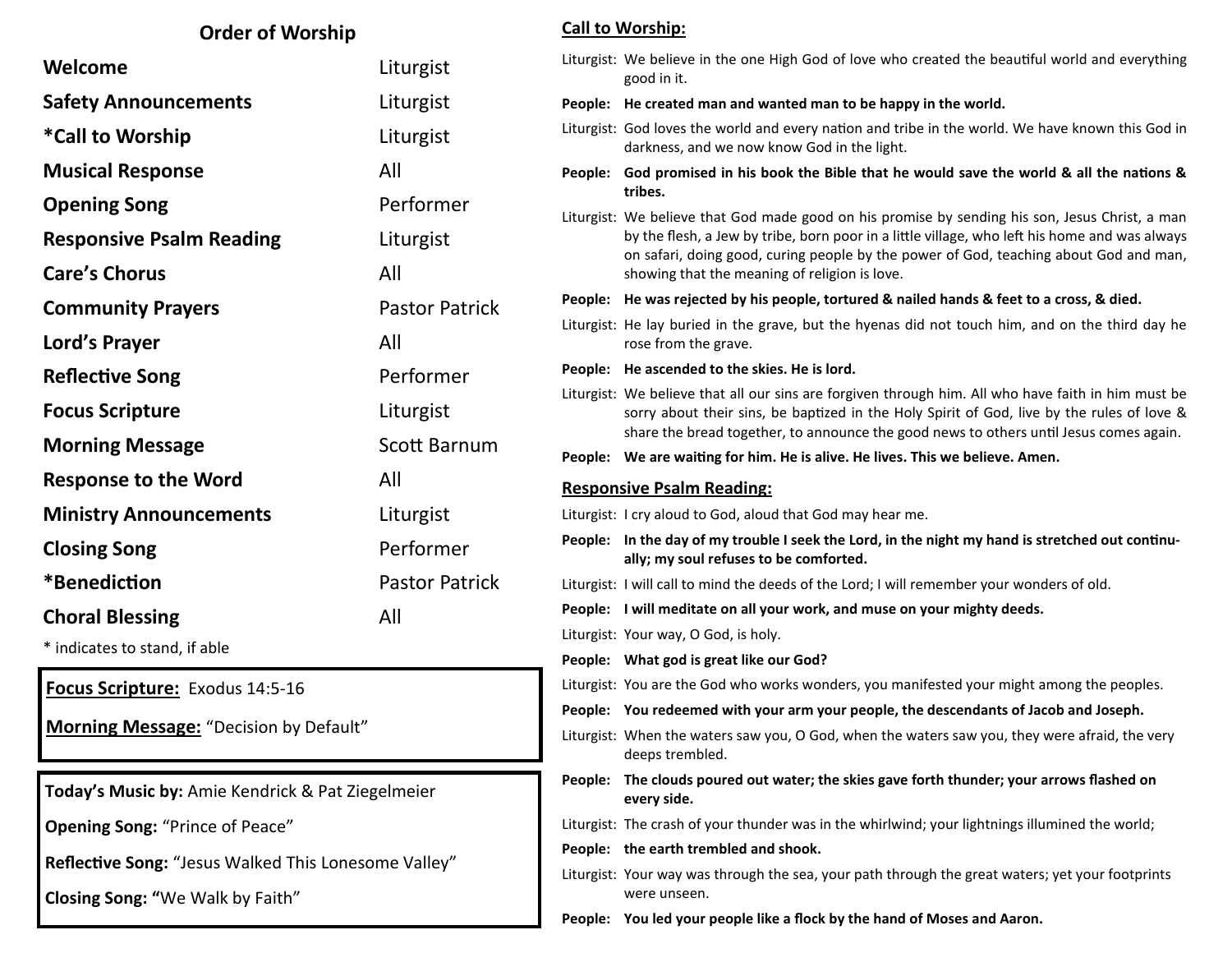## Order of Worship

| | |
|---|---|
| **Welcome** | Liturgist |
| **Safety Announcements** | Liturgist |
| ***Call to Worship** | Liturgist |
| **Musical Response** | All |
| **Opening Song** | Performer |
| **Responsive Psalm Reading** | Liturgist |
| **Care's Chorus** | All |
| **Community Prayers** | Pastor Patrick |
| **Lord's Prayer** | All |
| **Reflective Song** | Performer |
| **Focus Scripture** | Liturgist |
| **Morning Message** | Scott Barnum |
| **Response to the Word** | All |
| **Ministry Announcements** | Liturgist |
| **Closing Song** | Performer |
| ***Benediction** | Pastor Patrick |
| **Choral Blessing** | All |

* indicates to stand, if able

**Focus Scripture:** Exodus 14:5-16

**Morning Message:** "Decision by Default"

**Today's Music by:** Amie Kendrick & Pat Ziegelmeier

**Opening Song:** "Prince of Peace"

**Reflective Song:** "Jesus Walked This Lonesome Valley"

**Closing Song:** "We Walk by Faith"

## Call to Worship:

Liturgist: We believe in the one High God of love who created the beautiful world and everything good in it.

**People: He created man and wanted man to be happy in the world.**

Liturgist: God loves the world and every nation and tribe in the world. We have known this God in darkness, and we now know God in the light.

**People: God promised in his book the Bible that he would save the world & all the nations & tribes.**

Liturgist: We believe that God made good on his promise by sending his son, Jesus Christ, a man by the flesh, a Jew by tribe, born poor in a little village, who left his home and was always on safari, doing good, curing people by the power of God, teaching about God and man, showing that the meaning of religion is love.

**People: He was rejected by his people, tortured & nailed hands & feet to a cross, & died.**

Liturgist: He lay buried in the grave, but the hyenas did not touch him, and on the third day he rose from the grave.

**People: He ascended to the skies. He is lord.**

Liturgist: We believe that all our sins are forgiven through him. All who have faith in him must be sorry about their sins, be baptized in the Holy Spirit of God, live by the rules of love & share the bread together, to announce the good news to others until Jesus comes again.

**People: We are waiting for him. He is alive. He lives. This we believe. Amen.**

## Responsive Psalm Reading:

Liturgist: I cry aloud to God, aloud that God may hear me.

**People: In the day of my trouble I seek the Lord, in the night my hand is stretched out continually; my soul refuses to be comforted.**

Liturgist: I will call to mind the deeds of the Lord; I will remember your wonders of old.

**People: I will meditate on all your work, and muse on your mighty deeds.**

Liturgist: Your way, O God, is holy.

**People: What god is great like our God?**

Liturgist: You are the God who works wonders, you manifested your might among the peoples.

**People: You redeemed with your arm your people, the descendants of Jacob and Joseph.**

Liturgist: When the waters saw you, O God, when the waters saw you, they were afraid, the very deeps trembled.

**People: The clouds poured out water; the skies gave forth thunder; your arrows flashed on every side.**

Liturgist: The crash of your thunder was in the whirlwind; your lightnings illumined the world;

**People: the earth trembled and shook.**

Liturgist: Your way was through the sea, your path through the great waters; yet your footprints were unseen.

**People: You led your people like a flock by the hand of Moses and Aaron.**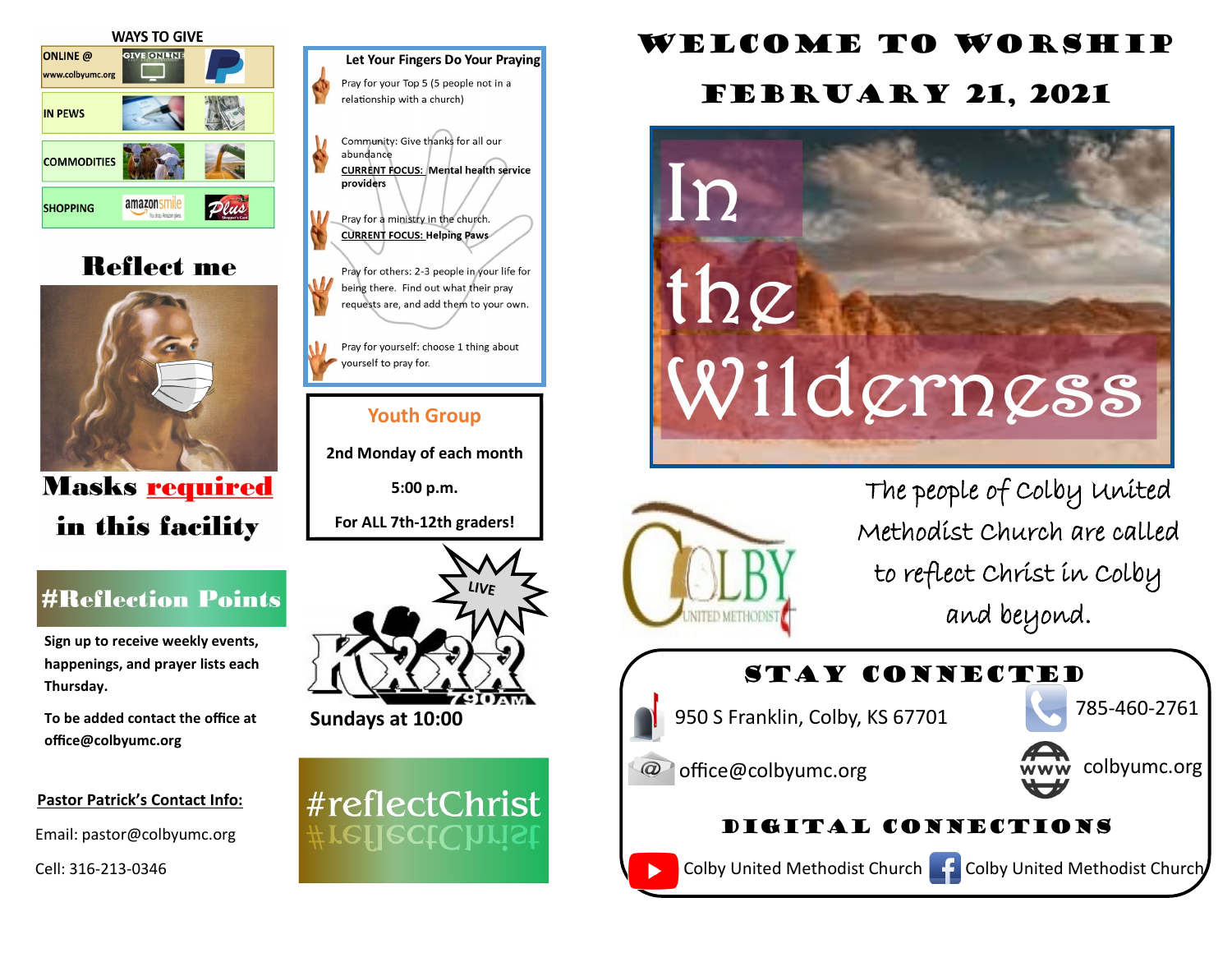## WAYS TO GIVE

- **ONLINE @** www.colbyumc.org
- **IN PEWS**
- **COMMODITIES**
- **SHOPPING**

## Reflect me

**Masks required in this facility**

## #Reflection Points

**Sign up to receive weekly events, happenings, and prayer lists each Thursday.**

**To be added contact the office at office@colbyumc.org**

**Pastor Patrick's Contact Info:**

Email: pastor@colbyumc.org

Cell: 316-213-0346

### Let Your Fingers Do Your Praying

Pray for your Top 5 (5 people not in a relationship with a church)

Community: Give thanks for all our abundance
**CURRENT FOCUS: Mental health service providers**

Pray for a ministry in the church.
**CURRENT FOCUS: Helping Paws**

Pray for others: 2-3 people in your life for being there. Find out what their pray requests are, and add them to your own.

Pray for yourself: choose 1 thing about yourself to pray for.

### Youth Group

**2nd Monday of each month**

**5:00 p.m.**

**For ALL 7th-12th graders!**

LIVE

KXXX 790AM

**Sundays at 10:00**

#reflectChrist

# WELCOME TO WORSHIP

# FEBRUARY 21, 2021

## In the Wilderness

COLBY UNITED METHODIST

The people of Colby United Methodist Church are called to reflect Christ in Colby and beyond.

## STAY CONNECTED

950 S Franklin, Colby, KS 67701

785-460-2761

office@colbyumc.org

colbyumc.org

## DIGITAL CONNECTIONS

Colby United Methodist Church

Colby United Methodist Church